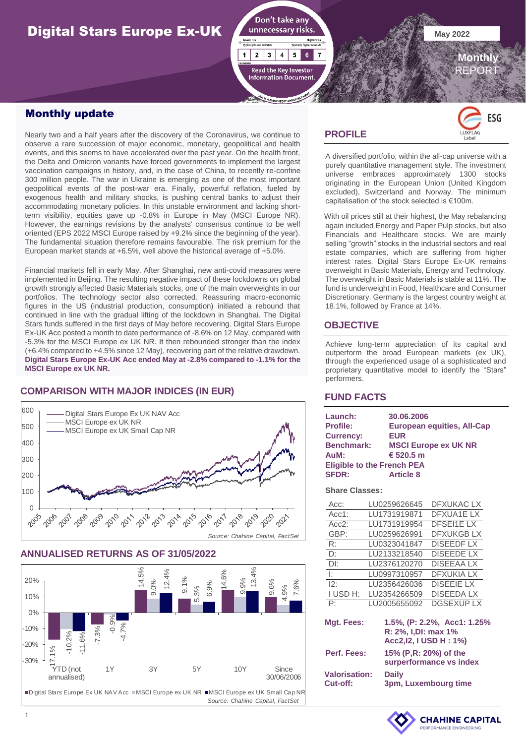# Digital Stars Europe Ex-UK

May 2022

Monthly REPORT

Don't take any unnecessary risks. Read the Key Investor Information Document.

## Monthly update

Nearly two and a half years after the discovery of the Coronavirus, we continue to observe a rare succession of major economic, monetary, geopolitical and health events, and this seems to have accelerated over the past year. On the health front, the Delta and Omicron variants have forced governments to implement the largest vaccination campaigns in history, and, in the case of China, to recently re-confine 300 million people. The war in Ukraine is emerging as one of the most important geopolitical events of the post-war era. Finally, powerful reflation, fueled by exogenous health and military shocks, is pushing central banks to adjust their accommodating monetary policies. In this unstable environment and lacking short-term visibility, equities gave up -0.8% in Europe in May (MSCI Europe NR). However, the earnings revisions by the analysts' consensus continue to be well oriented (EPS 2022 MSCI Europe raised by +9.2% since the beginning of the year). The fundamental situation therefore remains favourable. The risk premium for the European market stands at +6.5%, well above the historical average of +5.0%.

Financial markets fell in early May. After Shanghai, new anti-covid measures were implemented in Beijing. The resulting negative impact of these lockdowns on global growth strongly affected Basic Materials stocks, one of the main overweights in our portfolios. The technology sector also corrected. Reassuring macro-economic figures in the US (industrial production, consumption) initiated a rebound that continued in line with the gradual lifting of the lockdown in Shanghai. The Digital Stars funds suffered in the first days of May before recovering. Digital Stars Europe Ex-UK Acc posted a month to date performance of -8.6% on 12 May, compared with -5.3% for the MSCI Europe ex UK NR. It then rebounded stronger than the index (+6.4% compared to +4.5% since 12 May), recovering part of the relative drawdown. **Digital Stars Europe Ex-UK Acc ended May at -2.8% compared to -1.1% for the MSCI Europe ex UK NR.**

## COMPARISON WITH MAJOR INDICES (IN EUR)

Legend: Digital Stars Europe Ex UK NAV Acc; MSCI Europe ex UK NR; MSCI Europe ex UK Small Cap NR

*Source: Chahine Capital, FactSet*

## ANNUALISED RETURNS AS OF 31/05/2022

| | YTD (not annualised) | 1Y | 3Y | 5Y | 10Y | Since 30/06/2006 |
|---|---|---|---|---|---|---|
| Digital Stars Europe Ex UK NAV Acc | -17.1% | -7.3% | 14.5% | 9.1% | 14.6% | 9.6% |
| MSCI Europe ex UK NR | -10.2% | -0.9% | 9.0% | 5.3% | 9.9% | 4.9% |
| MSCI Europe ex UK Small Cap NR | -11.6% | -4.7% | 12.4% | 6.9% | 13.4% | 7.6% |

*Source: Chahine Capital, FactSet*

## PROFILE

ESG – LUXFLAG Label

A diversified portfolio, within the all-cap universe with a purely quantitative management style. The investment universe embraces approximately 1300 stocks originating in the European Union (United Kingdom excluded), Switzerland and Norway. The minimum capitalisation of the stock selected is €100m.

With oil prices still at their highest, the May rebalancing again included Energy and Paper Pulp stocks, but also Financials and Healthcare stocks. We are mainly selling "growth" stocks in the industrial sectors and real estate companies, which are suffering from higher interest rates. Digital Stars Europe Ex-UK remains overweight in Basic Materials, Energy and Technology. The overweight in Basic Materials is stable at 11%. The fund is underweight in Food, Healthcare and Consumer Discretionary. Germany is the largest country weight at 18.1%, followed by France at 14%.

## OBJECTIVE

Achieve long-term appreciation of its capital and outperform the broad European markets (ex UK), through the experienced usage of a sophisticated and proprietary quantitative model to identify the "Stars" performers.

## FUND FACTS

**Launch:** 30.06.2006
**Profile:** European equities, All-Cap
**Currency:** EUR
**Benchmark:** MSCI Europe ex UK NR
**AuM:** € 520.5 m
**Eligible to the French PEA**
**SFDR:** Article 8

**Share Classes:**

| Class | ISIN | Ticker |
|---|---|---|
| Acc: | LU0259626645 | DFXUKAC LX |
| Acc1: | LU1731919871 | DFXUA1E LX |
| Acc2: | LU1731919954 | DFSEI1E LX |
| GBP: | LU0259626991 | DFXUKGB LX |
| R: | LU0323041847 | DISEEDF LX |
| D: | LU2133218540 | DISEEDE LX |
| DI: | LU2376120270 | DISEEAA LX |
| I: | LU0997310957 | DFXUKIA LX |
| I2: | LU2356426036 | DISEEIE LX |
| I USD H: | LU2354266509 | DISEEDA LX |
| P: | LU2005655092 | DGSEXUP LX |

**Mgt. Fees:** 1.5%, (P: 2.2%, Acc1: 1.25% R: 2%, I,DI: max 1% Acc2,I2, I USD H : 1%)

**Perf. Fees:** 15% (P,R: 20%) of the surperformance vs index

**Valorisation:** Daily
**Cut-off:** 3pm, Luxembourg time

CHAHINE CAPITAL – PERFORMANCE ENGINEERING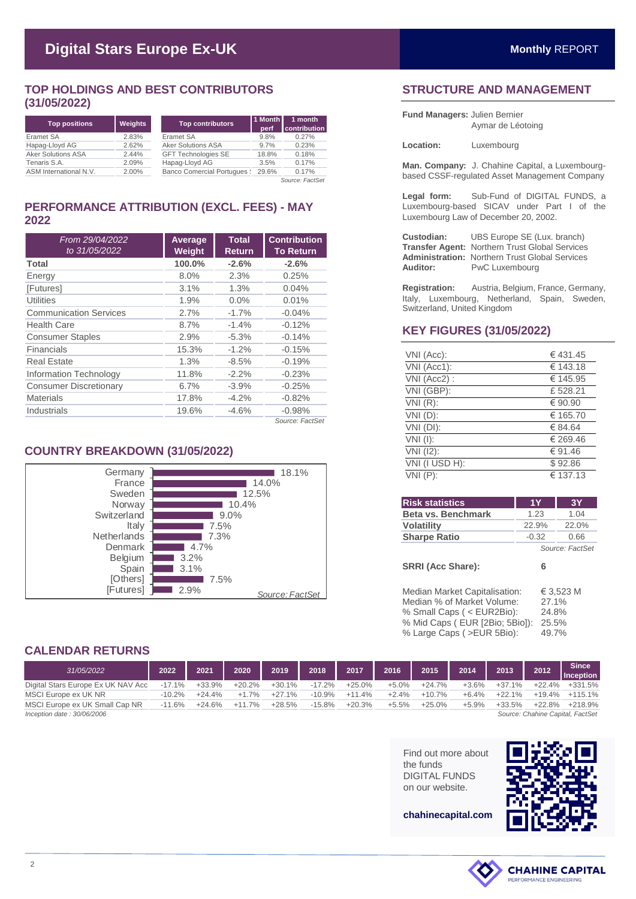# Digital Stars Europe Ex-UK

**Monthly** REPORT

## TOP HOLDINGS AND BEST CONTRIBUTORS (31/05/2022)

| Top positions | Weights |
|---|---|
| Eramet SA | 2.83% |
| Hapag-Lloyd AG | 2.62% |
| Aker Solutions ASA | 2.44% |
| Tenaris S.A. | 2.09% |
| ASM International N.V. | 2.00% |

| Top contributors | 1 Month perf | 1 month contribution |
|---|---|---|
| Eramet SA | 9.8% | 0.27% |
| Aker Solutions ASA | 9.7% | 0.23% |
| GFT Technologies SE | 18.8% | 0.18% |
| Hapag-Lloyd AG | 3.5% | 0.17% |
| Banco Comercial Portugues S | 29.6% | 0.17% |

*Source: FactSet*

## PERFORMANCE ATTRIBUTION (EXCL. FEES) - MAY 2022

| *From 29/04/2022 to 31/05/2022* | Average Weight | Total Return | Contribution To Return |
|---|---|---|---|
| **Total** | **100.0%** | **-2.6%** | **-2.6%** |
| Energy | 8.0% | 2.3% | 0.25% |
| [Futures] | 3.1% | 1.3% | 0.04% |
| Utilities | 1.9% | 0.0% | 0.01% |
| Communication Services | 2.7% | -1.7% | -0.04% |
| Health Care | 8.7% | -1.4% | -0.12% |
| Consumer Staples | 2.9% | -5.3% | -0.14% |
| Financials | 15.3% | -1.2% | -0.15% |
| Real Estate | 1.3% | -8.5% | -0.19% |
| Information Technology | 11.8% | -2.2% | -0.23% |
| Consumer Discretionary | 6.7% | -3.9% | -0.25% |
| Materials | 17.8% | -4.2% | -0.82% |
| Industrials | 19.6% | -4.6% | -0.98% |

*Source: FactSet*

## COUNTRY BREAKDOWN (31/05/2022)

| Country | Weight |
|---|---|
| Germany | 18.1% |
| France | 14.0% |
| Sweden | 12.5% |
| Norway | 10.4% |
| Switzerland | 9.0% |
| Italy | 7.5% |
| Netherlands | 7.3% |
| Denmark | 4.7% |
| Belgium | 3.2% |
| Spain | 3.1% |
| [Others] | 7.5% |
| [Futures] | 2.9% |

*Source: FactSet*

## STRUCTURE AND MANAGEMENT

**Fund Managers:** Julien Bernier
Aymar de Léotoing

**Location:** Luxembourg

**Man. Company:** J. Chahine Capital, a Luxembourg-based CSSF-regulated Asset Management Company

**Legal form:** Sub-Fund of DIGITAL FUNDS, a Luxembourg-based SICAV under Part I of the Luxembourg Law of December 20, 2002.

**Custodian:** UBS Europe SE (Lux. branch)
**Transfer Agent:** Northern Trust Global Services
**Administration:** Northern Trust Global Services
**Auditor:** PwC Luxembourg

**Registration:** Austria, Belgium, France, Germany, Italy, Luxembourg, Netherland, Spain, Sweden, Switzerland, United Kingdom

## KEY FIGURES (31/05/2022)

| | |
|---|---|
| VNI (Acc): | € 431.45 |
| VNI (Acc1): | € 143.18 |
| VNI (Acc2) : | € 145.95 |
| VNI (GBP): | £ 528.21 |
| VNI (R): | € 90.90 |
| VNI (D): | € 165.70 |
| VNI (DI): | € 84.64 |
| VNI (I): | € 269.46 |
| VNI (I2): | € 91.46 |
| VNI (I USD H): | $ 92.86 |
| VNI (P): | € 137.13 |

| Risk statistics | 1Y | 3Y |
|---|---|---|
| **Beta vs. Benchmark** | 1.23 | 1.04 |
| **Volatility** | 22.9% | 22.0% |
| **Sharpe Ratio** | -0.32 | 0.66 |

*Source: FactSet*

**SRRI (Acc Share):** 6

| | |
|---|---|
| Median Market Capitalisation: | € 3,523 M |
| Median % of Market Volume: | 27.1% |
| % Small Caps ( < EUR2Bio): | 24.8% |
| % Mid Caps ( EUR [2Bio; 5Bio]): | 25.5% |
| % Large Caps ( >EUR 5Bio): | 49.7% |

## CALENDAR RETURNS

| *31/05/2022* | 2022 | 2021 | 2020 | 2019 | 2018 | 2017 | 2016 | 2015 | 2014 | 2013 | 2012 | Since Inception |
|---|---|---|---|---|---|---|---|---|---|---|---|---|
| Digital Stars Europe Ex UK NAV Acc | -17.1% | +33.9% | +20.2% | +30.1% | -17.2% | +25.0% | +5.0% | +24.7% | +3.6% | +37.1% | +22.4% | +331.5% |
| MSCI Europe ex UK NR | -10.2% | +24.4% | +1.7% | +27.1% | -10.9% | +11.4% | +2.4% | +10.7% | +6.4% | +22.1% | +19.4% | +115.1% |
| MSCI Europe ex UK Small Cap NR | -11.6% | +24.6% | +11.7% | +28.5% | -15.8% | +20.3% | +5.5% | +25.0% | +5.9% | +33.5% | +22.8% | +218.9% |

*Inception date : 30/06/2006*

*Source: Chahine Capital, FactSet*

Find out more about the funds DIGITAL FUNDS on our website.

**chahinecapital.com**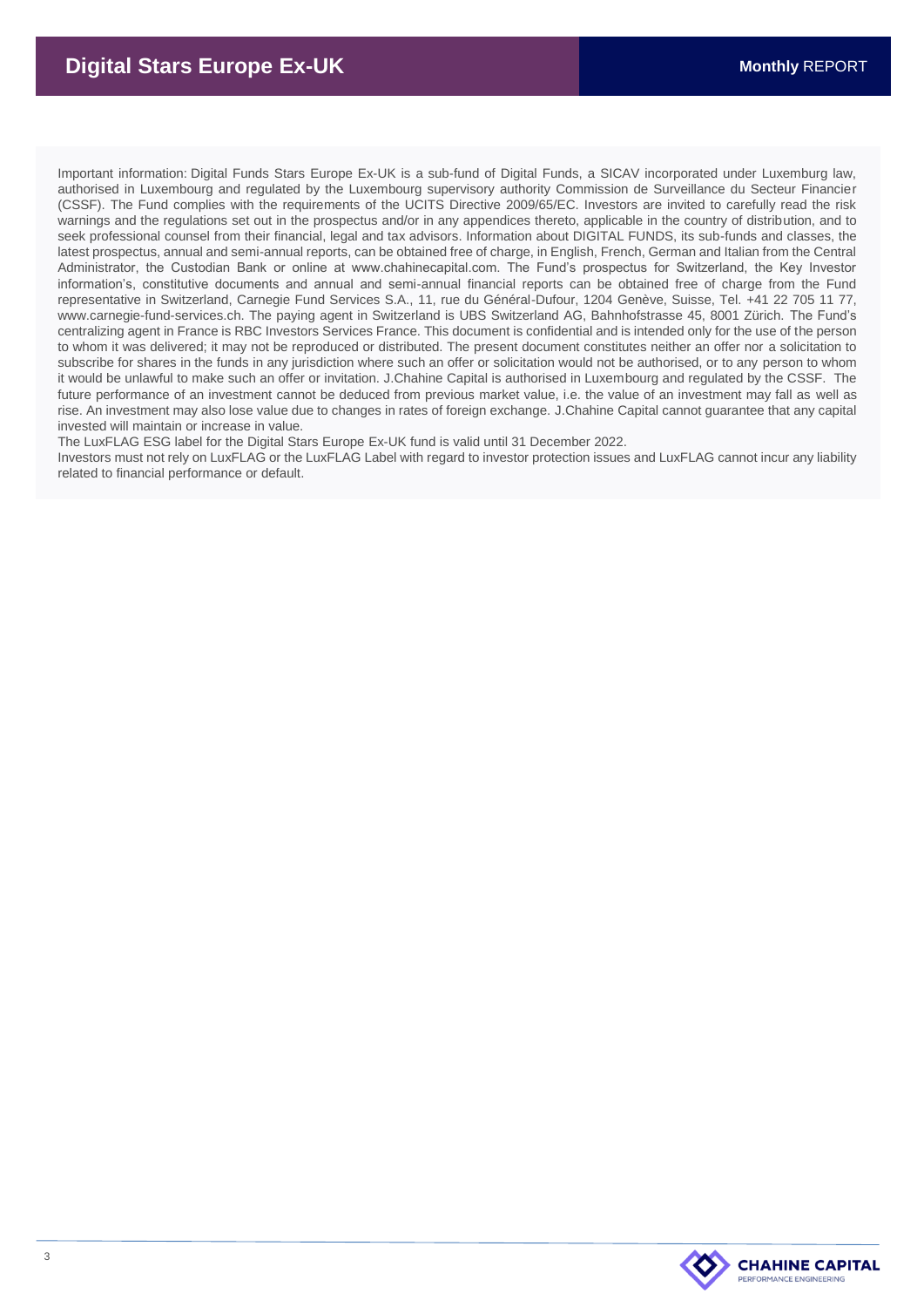Important information: Digital Funds Stars Europe Ex-UK is a sub-fund of Digital Funds, a SICAV incorporated under Luxemburg law, authorised in Luxembourg and regulated by the Luxembourg supervisory authority Commission de Surveillance du Secteur Financier (CSSF). The Fund complies with the requirements of the UCITS Directive 2009/65/EC. Investors are invited to carefully read the risk warnings and the regulations set out in the prospectus and/or in any appendices thereto, applicable in the country of distribution, and to seek professional counsel from their financial, legal and tax advisors. Information about DIGITAL FUNDS, its sub-funds and classes, the latest prospectus, annual and semi-annual reports, can be obtained free of charge, in English, French, German and Italian from the Central Administrator, the Custodian Bank or online at www.chahinecapital.com. The Fund's prospectus for Switzerland, the Key Investor information's, constitutive documents and annual and semi-annual financial reports can be obtained free of charge from the Fund representative in Switzerland, Carnegie Fund Services S.A., 11, rue du Général-Dufour, 1204 Genève, Suisse, Tel. +41 22 705 11 77, www.carnegie-fund-services.ch. The paying agent in Switzerland is UBS Switzerland AG, Bahnhofstrasse 45, 8001 Zürich. The Fund's centralizing agent in France is RBC Investors Services France. This document is confidential and is intended only for the use of the person to whom it was delivered; it may not be reproduced or distributed. The present document constitutes neither an offer nor a solicitation to subscribe for shares in the funds in any jurisdiction where such an offer or solicitation would not be authorised, or to any person to whom it would be unlawful to make such an offer or invitation. J.Chahine Capital is authorised in Luxembourg and regulated by the CSSF. The future performance of an investment cannot be deduced from previous market value, i.e. the value of an investment may fall as well as rise. An investment may also lose value due to changes in rates of foreign exchange. J.Chahine Capital cannot guarantee that any capital invested will maintain or increase in value.

The LuxFLAG ESG label for the Digital Stars Europe Ex-UK fund is valid until 31 December 2022.

Investors must not rely on LuxFLAG or the LuxFLAG Label with regard to investor protection issues and LuxFLAG cannot incur any liability related to financial performance or default.